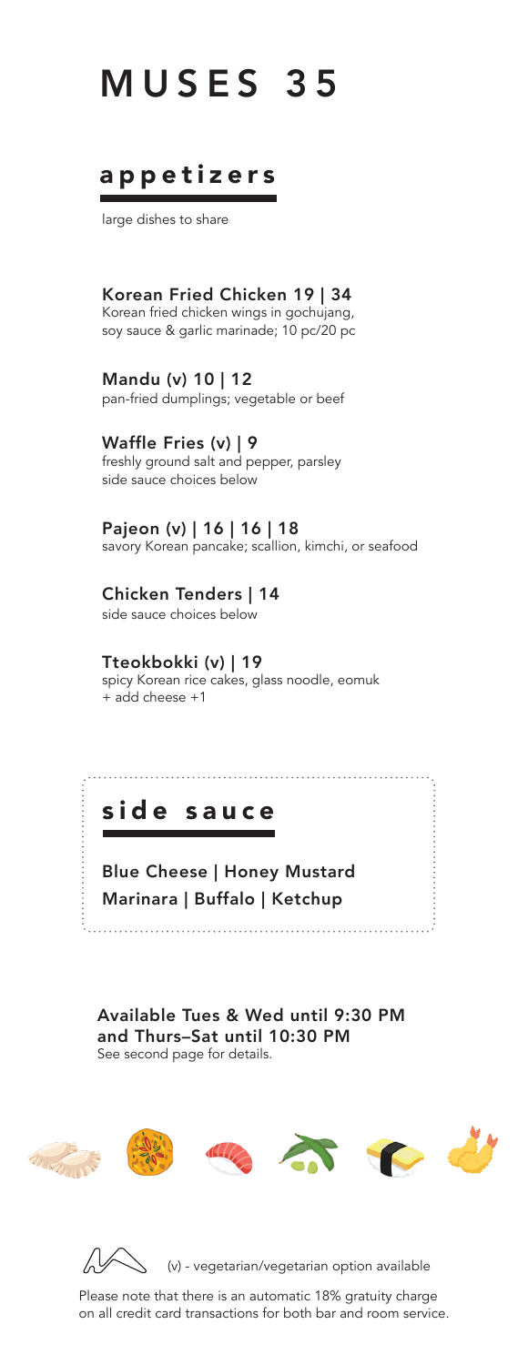# MUSES 35

## appetizers

large dishes to share

**Korean Fried Chicken 19 | 34**
Korean fried chicken wings in gochujang, soy sauce & garlic marinade; 10 pc/20 pc

**Mandu (v) 10 | 12**
pan-fried dumplings; vegetable or beef

**Waffle Fries (v) | 9**
freshly ground salt and pepper, parsley
side sauce choices below

**Pajeon (v) | 16 | 16 | 18**
savory Korean pancake; scallion, kimchi, or seafood

**Chicken Tenders | 14**
side sauce choices below

**Tteokbokki (v) | 19**
spicy Korean rice cakes, glass noodle, eomuk
+ add cheese +1

## side sauce

**Blue Cheese | Honey Mustard**
**Marinara | Buffalo | Ketchup**

**Available Tues & Wed until 9:30 PM and Thurs–Sat until 10:30 PM**
See second page for details.

(v) - vegetarian/vegetarian option available

Please note that there is an automatic 18% gratuity charge on all credit card transactions for both bar and room service.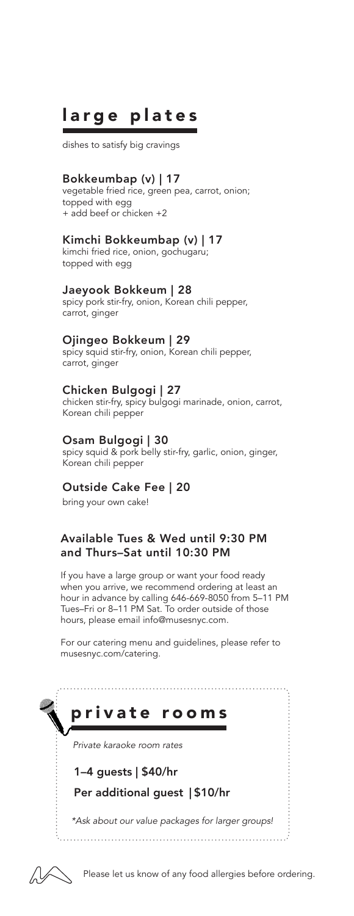## large plates

dishes to satisfy big cravings

**Bokkeumbap (v) | 17**
vegetable fried rice, green pea, carrot, onion; topped with egg
+ add beef or chicken +2

**Kimchi Bokkeumbap (v) | 17**
kimchi fried rice, onion, gochugaru; topped with egg

**Jaeyook Bokkeum | 28**
spicy pork stir-fry, onion, Korean chili pepper, carrot, ginger

**Ojingeo Bokkeum | 29**
spicy squid stir-fry, onion, Korean chili pepper, carrot, ginger

**Chicken Bulgogi | 27**
chicken stir-fry, spicy bulgogi marinade, onion, carrot, Korean chili pepper

**Osam Bulgogi | 30**
spicy squid & pork belly stir-fry, garlic, onion, ginger, Korean chili pepper

**Outside Cake Fee | 20**
bring your own cake!

**Available Tues & Wed until 9:30 PM and Thurs–Sat until 10:30 PM**

If you have a large group or want your food ready when you arrive, we recommend ordering at least an hour in advance by calling 646-669-8050 from 5–11 PM Tues–Fri or 8–11 PM Sat. To order outside of those hours, please email info@musesnyc.com.

For our catering menu and guidelines, please refer to musesnyc.com/catering.

## private rooms

*Private karaoke room rates*

**1–4 guests | $40/hr**

**Per additional guest | $10/hr**

*\*Ask about our value packages for larger groups!*

Please let us know of any food allergies before ordering.